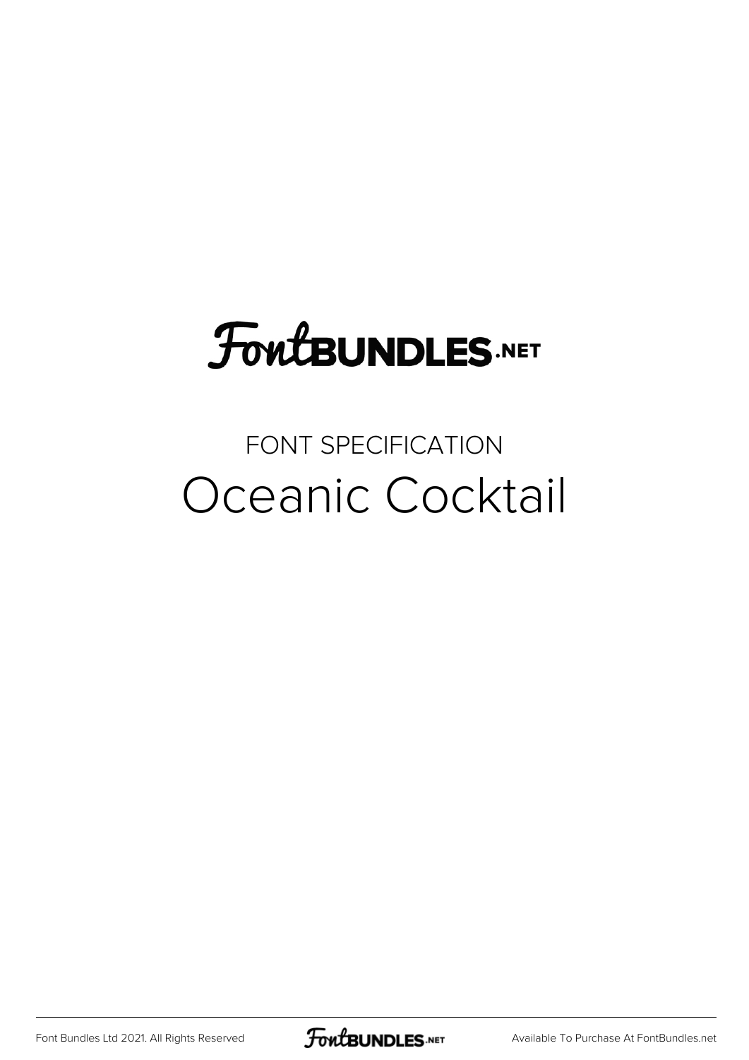FontBUNDLES.NET

FONT SPECIFICATION

# Oceanic Cocktail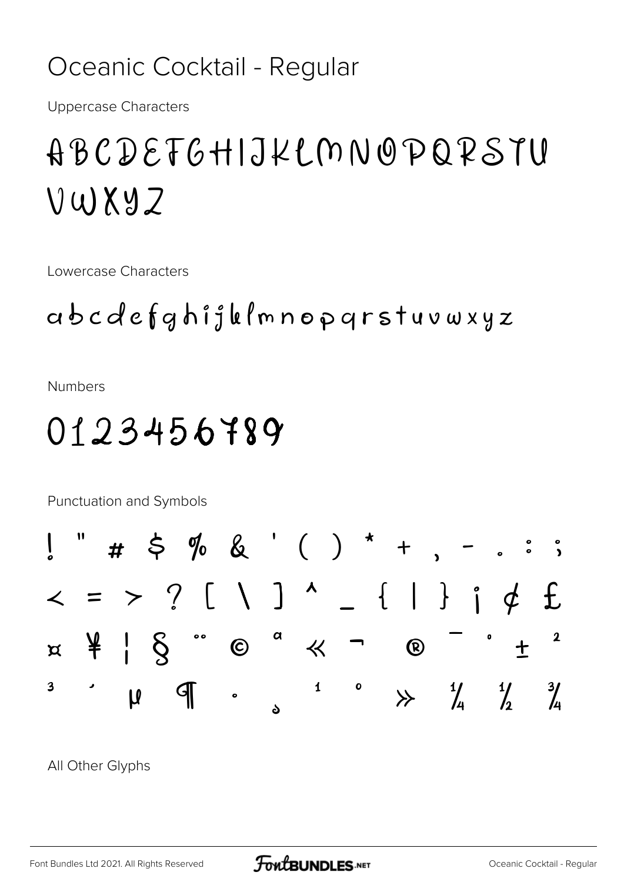# Oceanic Cocktail - Regular

Uppercase Characters

ABCDEFGHIJKLMNOPQRSTU VWXYZ

Lowercase Characters

abcdefghijklmnopqrstuvwxyz

Numbers

0123456789

Punctuation and Symbols

! " # $ % & ' ( ) * + , - . : ;
< = > ? [ \ ] ^ _ { | } ¡ ¢ £
¤ ¥ ¦ § ¨ © ª « ¬ ® ¯ ° ± ²
³ ´ µ ¶ · ¸ ¹ º » ¼ ½ ¾

All Other Glyphs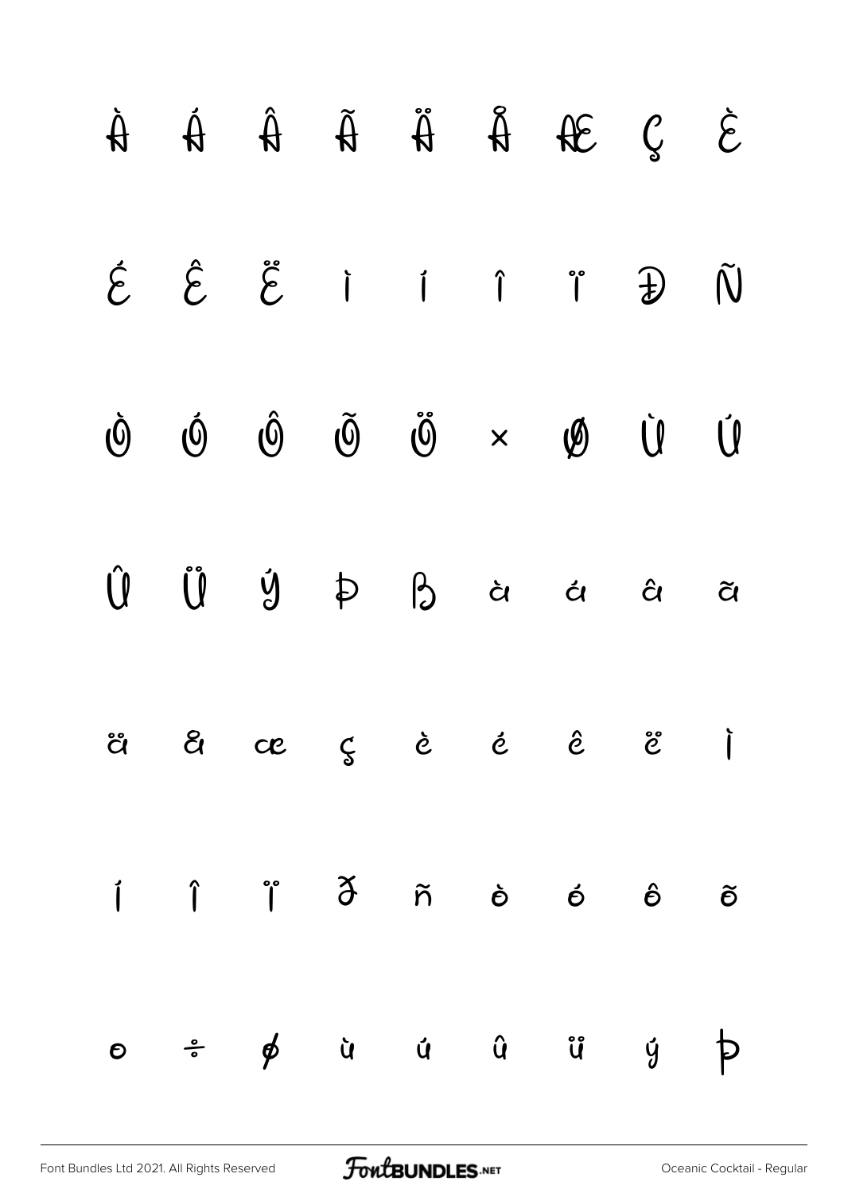À Á Â Ã Ä Å Æ Ç È

É Ê Ë Ì Í Î Ï Ð Ñ

Ò Ó Ô Õ Ö × Ø Ù Ú

Û Ü Ý Þ ß à á â ã

ä å æ ç è é ê ë ì

í î ï ð ñ ò ó ô õ

ö ÷ ø ù ú û ü ý þ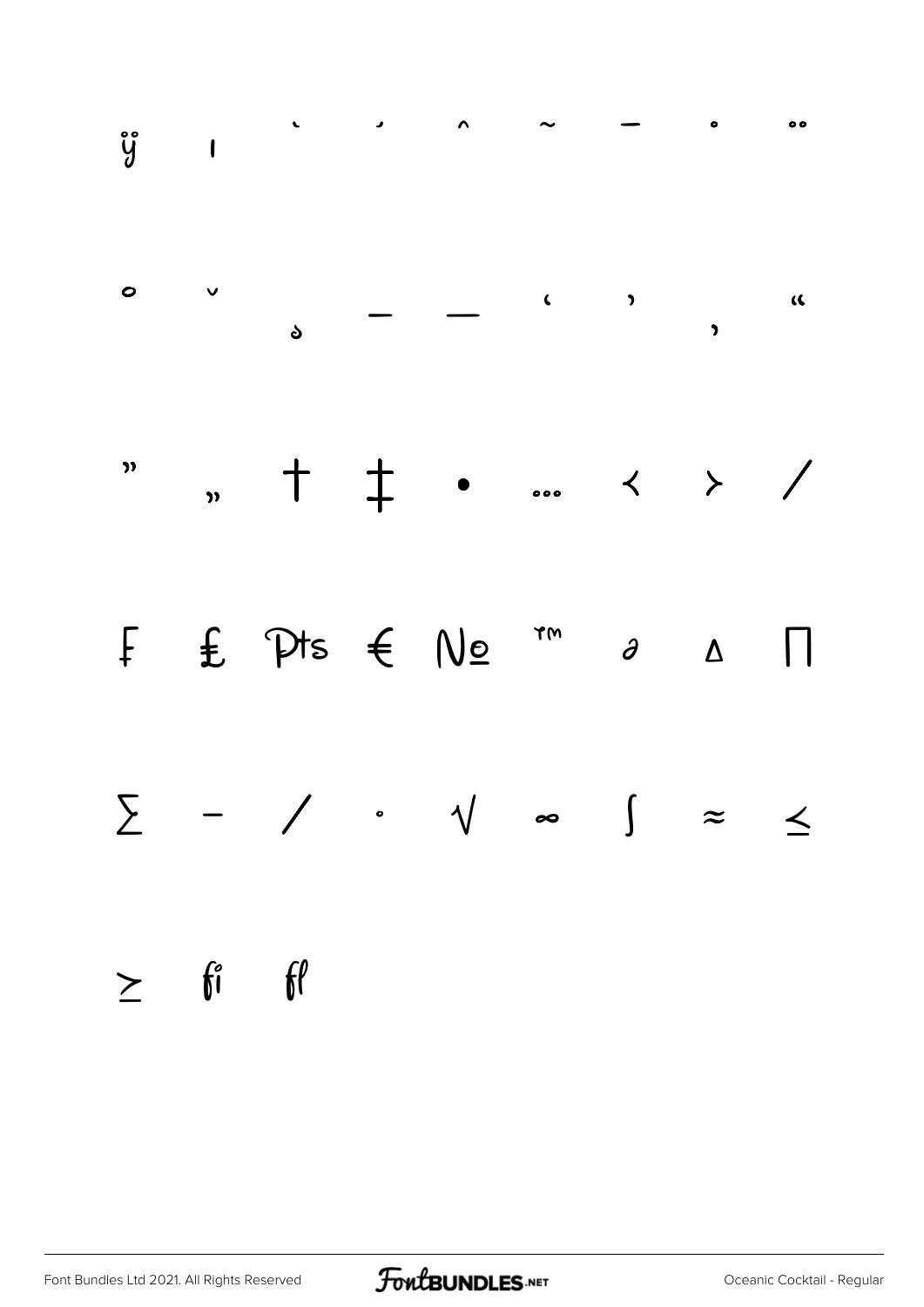ÿ ı ˋ ˊ ˆ ˜ ¯ ˙ ¨

˚ ˇ ¸ – — ‘ ’ ‚ “

” „ † ‡ • … ‹ › ⁄

₣ ₤ ₧ € № ™ ∂ ∆ ∏

∑ − ∕ ∙ √ ∞ ∫ ≈ ≤

≥ ﬁ ﬂ